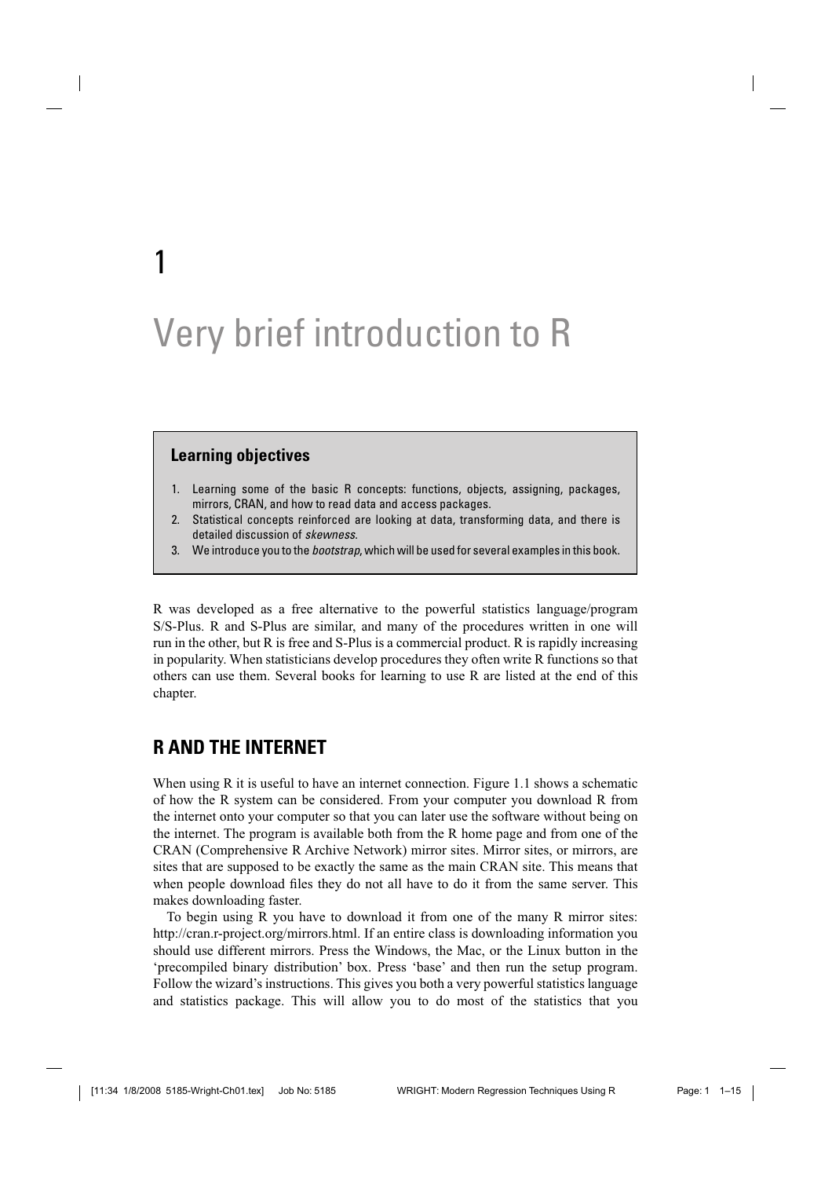# 1

# Very brief introduction to R

> **Learning objectives**
>
> 1. Learning some of the basic R concepts: functions, objects, assigning, packages, mirrors, CRAN, and how to read data and access packages.
> 2. Statistical concepts reinforced are looking at data, transforming data, and there is detailed discussion of *skewness*.
> 3. We introduce you to the *bootstrap*, which will be used for several examples in this book.

R was developed as a free alternative to the powerful statistics language/program S/S-Plus. R and S-Plus are similar, and many of the procedures written in one will run in the other, but R is free and S-Plus is a commercial product. R is rapidly increasing in popularity. When statisticians develop procedures they often write R functions so that others can use them. Several books for learning to use R are listed at the end of this chapter.

## R AND THE INTERNET

When using R it is useful to have an internet connection. Figure 1.1 shows a schematic of how the R system can be considered. From your computer you download R from the internet onto your computer so that you can later use the software without being on the internet. The program is available both from the R home page and from one of the CRAN (Comprehensive R Archive Network) mirror sites. Mirror sites, or mirrors, are sites that are supposed to be exactly the same as the main CRAN site. This means that when people download files they do not all have to do it from the same server. This makes downloading faster.

To begin using R you have to download it from one of the many R mirror sites: http://cran.r-project.org/mirrors.html. If an entire class is downloading information you should use different mirrors. Press the Windows, the Mac, or the Linux button in the 'precompiled binary distribution' box. Press 'base' and then run the setup program. Follow the wizard's instructions. This gives you both a very powerful statistics language and statistics package. This will allow you to do most of the statistics that you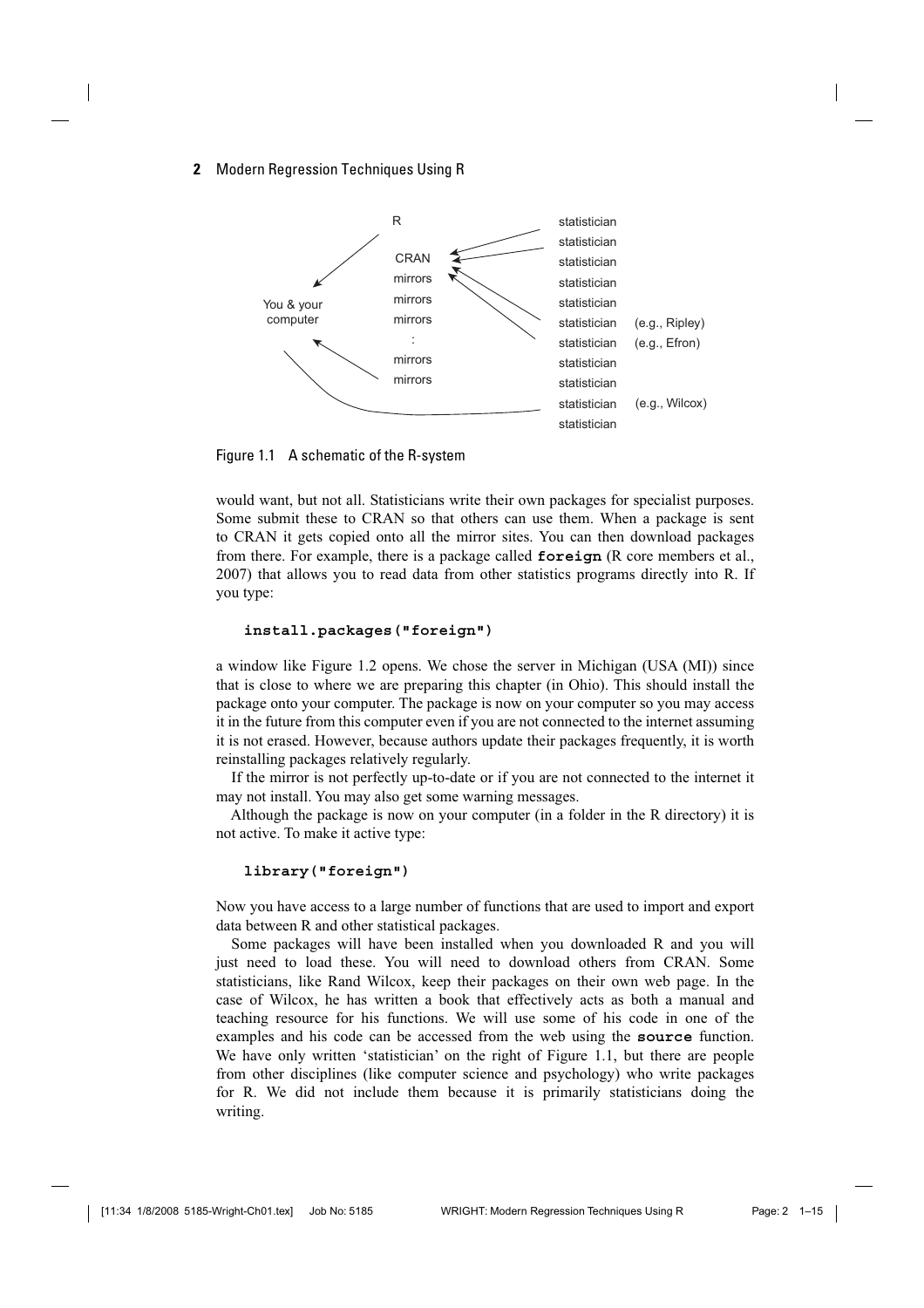R

CRAN
mirrors
mirrors
mirrors
:
mirrors
mirrors

You & your
computer

statistician
statistician
statistician
statistician
statistician
statistician (e.g., Ripley)
statistician (e.g., Efron)
statistician
statistician
statistician (e.g., Wilcox)
statistician

Figure 1.1 A schematic of the R-system

would want, but not all. Statisticians write their own packages for specialist purposes. Some submit these to CRAN so that others can use them. When a package is sent to CRAN it gets copied onto all the mirror sites. You can then download packages from there. For example, there is a package called **foreign** (R core members et al., 2007) that allows you to read data from other statistics programs directly into R. If you type:

```
install.packages("foreign")
```

a window like Figure 1.2 opens. We chose the server in Michigan (USA (MI)) since that is close to where we are preparing this chapter (in Ohio). This should install the package onto your computer. The package is now on your computer so you may access it in the future from this computer even if you are not connected to the internet assuming it is not erased. However, because authors update their packages frequently, it is worth reinstalling packages relatively regularly.

If the mirror is not perfectly up-to-date or if you are not connected to the internet it may not install. You may also get some warning messages.

Although the package is now on your computer (in a folder in the R directory) it is not active. To make it active type:

```
library("foreign")
```

Now you have access to a large number of functions that are used to import and export data between R and other statistical packages.

Some packages will have been installed when you downloaded R and you will just need to load these. You will need to download others from CRAN. Some statisticians, like Rand Wilcox, keep their packages on their own web page. In the case of Wilcox, he has written a book that effectively acts as both a manual and teaching resource for his functions. We will use some of his code in one of the examples and his code can be accessed from the web using the **source** function. We have only written 'statistician' on the right of Figure 1.1, but there are people from other disciplines (like computer science and psychology) who write packages for R. We did not include them because it is primarily statisticians doing the writing.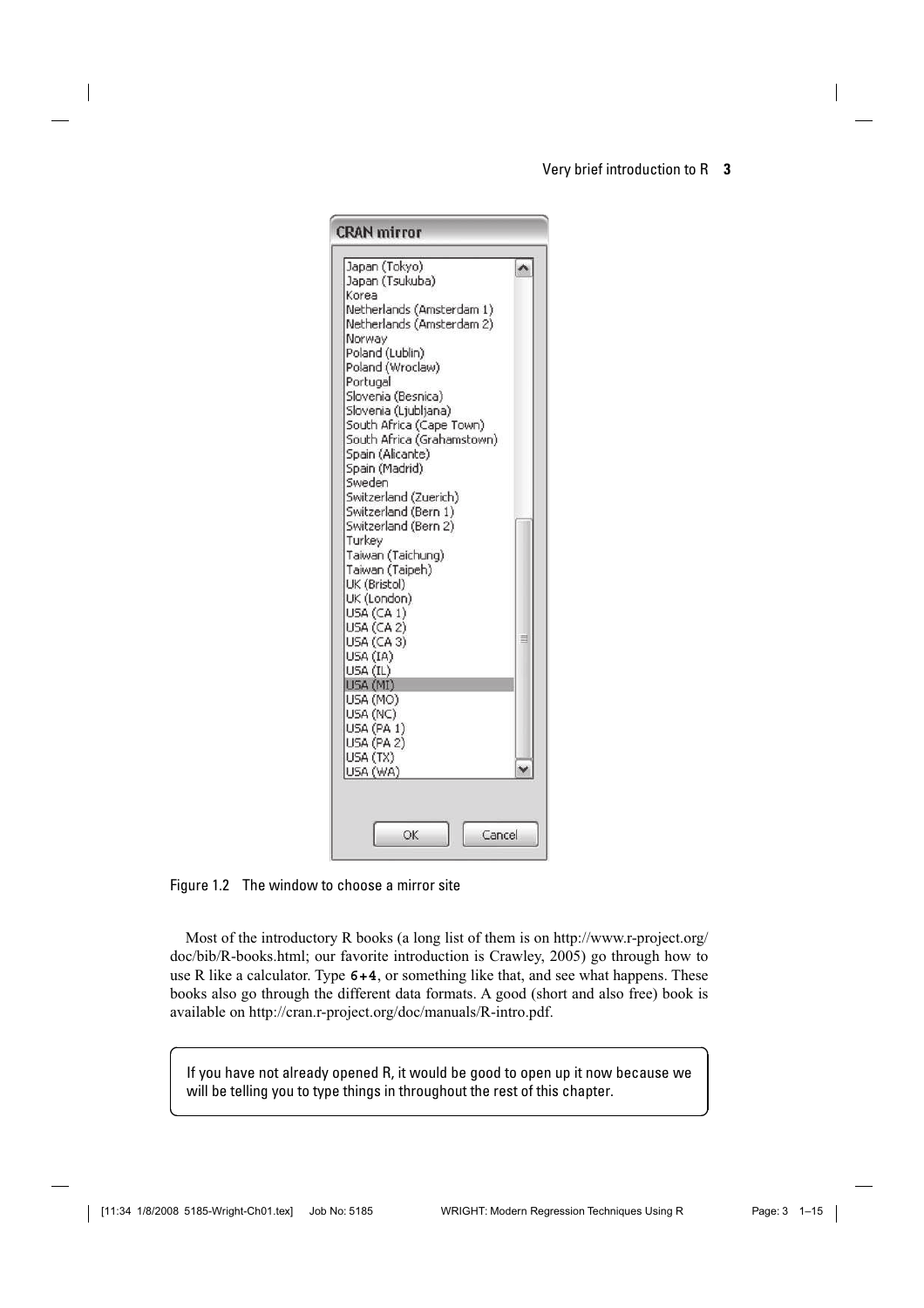Figure 1.2 The window to choose a mirror site

Most of the introductory R books (a long list of them is on http://www.r-project.org/doc/bib/R-books.html; our favorite introduction is Crawley, 2005) go through how to use R like a calculator. Type **6+4**, or something like that, and see what happens. These books also go through the different data formats. A good (short and also free) book is available on http://cran.r-project.org/doc/manuals/R-intro.pdf.

> If you have not already opened R, it would be good to open up it now because we will be telling you to type things in throughout the rest of this chapter.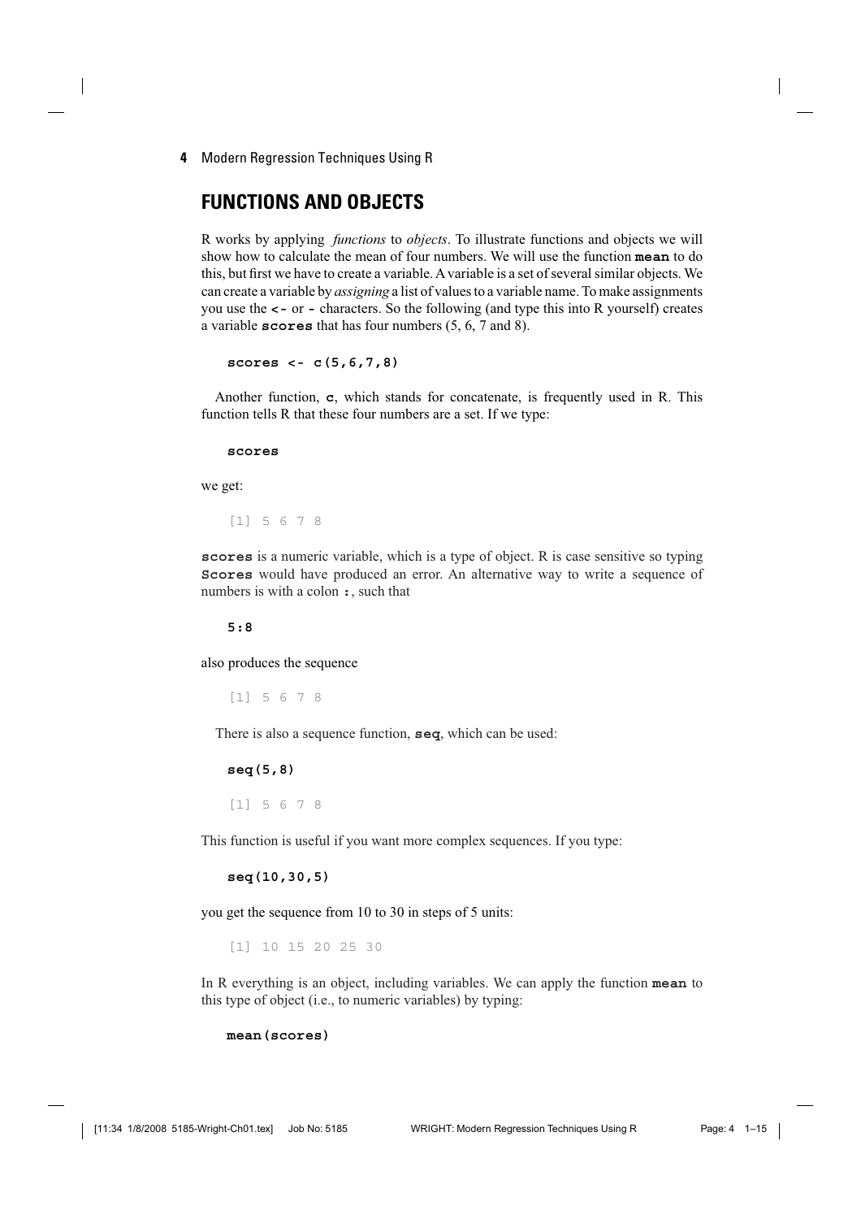## FUNCTIONS AND OBJECTS

R works by applying *functions* to *objects*. To illustrate functions and objects we will show how to calculate the mean of four numbers. We will use the function **mean** to do this, but first we have to create a variable. A variable is a set of several similar objects. We can create a variable by *assigning* a list of values to a variable name. To make assignments you use the **<-** or **-** characters. So the following (and type this into R yourself) creates a variable **scores** that has four numbers (5, 6, 7 and 8).

```
scores <- c(5,6,7,8)
```

Another function, **c**, which stands for concatenate, is frequently used in R. This function tells R that these four numbers are a set. If we type:

```
scores
```

we get:

```
[1] 5 6 7 8
```

**scores** is a numeric variable, which is a type of object. R is case sensitive so typing **Scores** would have produced an error. An alternative way to write a sequence of numbers is with a colon **:**, such that

```
5:8
```

also produces the sequence

```
[1] 5 6 7 8
```

There is also a sequence function, **seq**, which can be used:

```
seq(5,8)
```

```
[1] 5 6 7 8
```

This function is useful if you want more complex sequences. If you type:

```
seq(10,30,5)
```

you get the sequence from 10 to 30 in steps of 5 units:

```
[1] 10 15 20 25 30
```

In R everything is an object, including variables. We can apply the function **mean** to this type of object (i.e., to numeric variables) by typing:

```
mean(scores)
```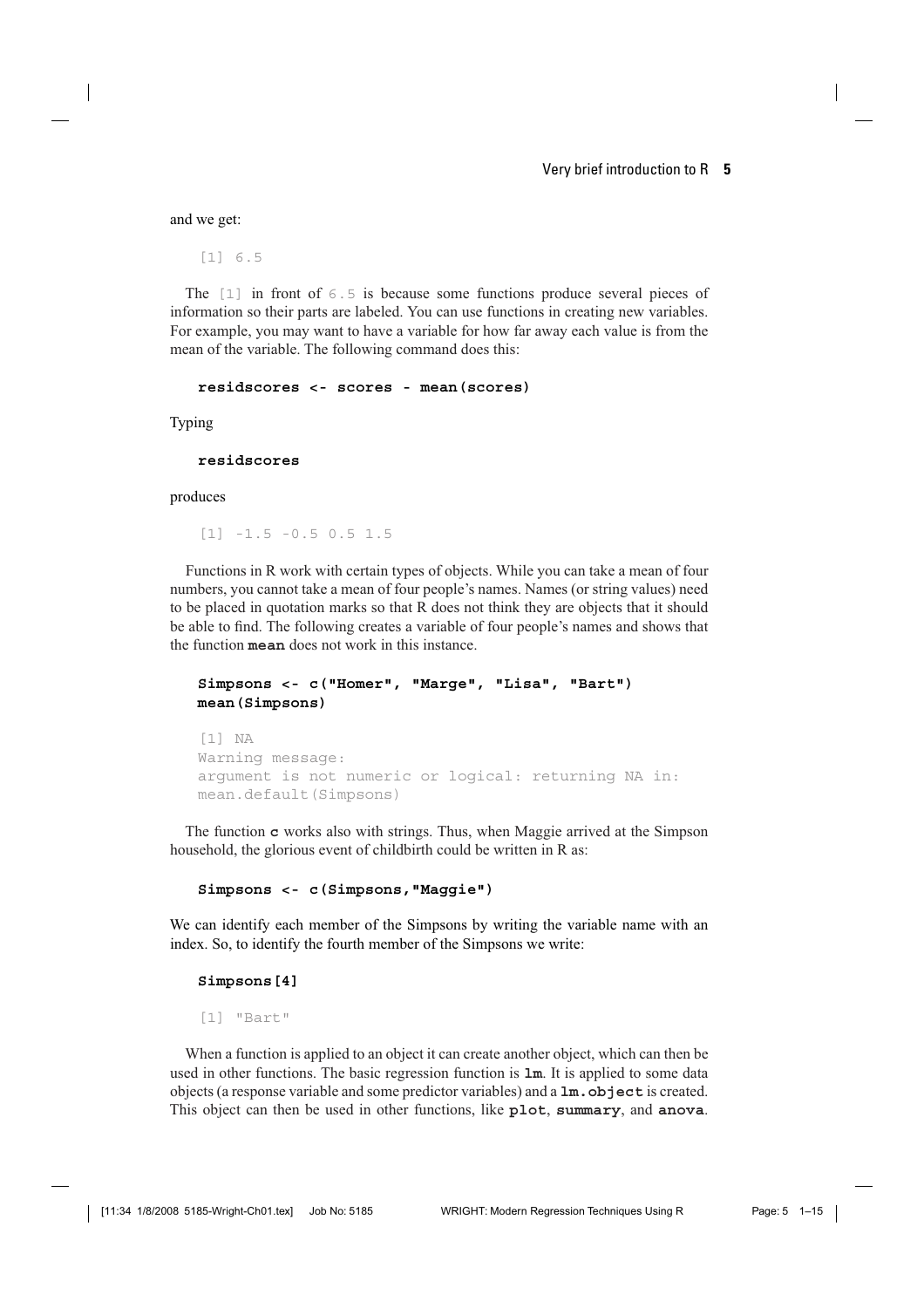and we get:

```
[1] 6.5
```

The `[1]` in front of `6.5` is because some functions produce several pieces of information so their parts are labeled. You can use functions in creating new variables. For example, you may want to have a variable for how far away each value is from the mean of the variable. The following command does this:

```
residscores <- scores - mean(scores)
```

Typing

```
residscores
```

produces

```
[1] -1.5 -0.5 0.5 1.5
```

Functions in R work with certain types of objects. While you can take a mean of four numbers, you cannot take a mean of four people's names. Names (or string values) need to be placed in quotation marks so that R does not think they are objects that it should be able to find. The following creates a variable of four people's names and shows that the function **mean** does not work in this instance.

```
Simpsons <- c("Homer", "Marge", "Lisa", "Bart")
mean(Simpsons)
```

```
[1] NA
Warning message:
argument is not numeric or logical: returning NA in:
mean.default(Simpsons)
```

The function **c** works also with strings. Thus, when Maggie arrived at the Simpson household, the glorious event of childbirth could be written in R as:

```
Simpsons <- c(Simpsons,"Maggie")
```

We can identify each member of the Simpsons by writing the variable name with an index. So, to identify the fourth member of the Simpsons we write:

```
Simpsons[4]
```

```
[1] "Bart"
```

When a function is applied to an object it can create another object, which can then be used in other functions. The basic regression function is **lm**. It is applied to some data objects (a response variable and some predictor variables) and a **lm.object** is created. This object can then be used in other functions, like **plot**, **summary**, and **anova**.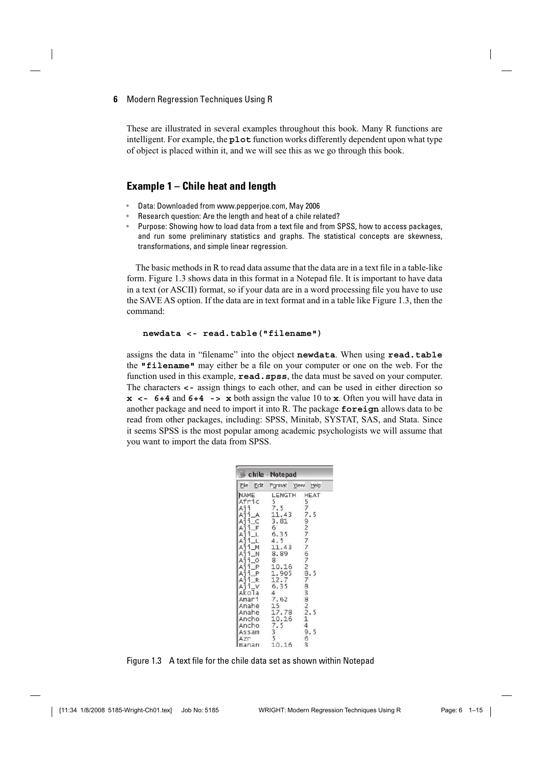These are illustrated in several examples throughout this book. Many R functions are intelligent. For example, the **plot** function works differently dependent upon what type of object is placed within it, and we will see this as we go through this book.

## Example 1 – Chile heat and length

- Data: Downloaded from www.pepperjoe.com, May 2006
- Research question: Are the length and heat of a chile related?
- Purpose: Showing how to load data from a text file and from SPSS, how to access packages, and run some preliminary statistics and graphs. The statistical concepts are skewness, transformations, and simple linear regression.

The basic methods in R to read data assume that the data are in a text file in a table-like form. Figure 1.3 shows data in this format in a Notepad file. It is important to have data in a text (or ASCII) format, so if your data are in a word processing file you have to use the SAVE AS option. If the data are in text format and in a table like Figure 1.3, then the command:

```
newdata <- read.table("filename")
```

assigns the data in "filename" into the object **newdata**. When using **read.table** the **"filename"** may either be a file on your computer or one on the web. For the function used in this example, **read.spss**, the data must be saved on your computer. The characters **<-** assign things to each other, and can be used in either direction so **x <- 6+4** and **6+4 -> x** both assign the value 10 to **x**. Often you will have data in another package and need to import it into R. The package **foreign** allows data to be read from other packages, including: SPSS, Minitab, SYSTAT, SAS, and Stata. Since it seems SPSS is the most popular among academic psychologists we will assume that you want to import the data from SPSS.

```
chile - Notepad
File  Edit  Format  View  Help
NAME    LENGTH  HEAT
Afric   5       5
Aji     7.5     7
Aji_A   11.43   7.5
Aji_C   3.81    9
Aji_F   6       2
Aji_L   6.35    7
Aji_L   4.5     7
Aji_M   11.43   7
Aji_N   8.89    6
Aji_O   8       7
Aji_P   10.16   2
Aji_P   1.905   8.5
Aji_R   12.7    7
Aji_V   6.35    8
Akola   4       3
Amari   7.62    8
Anahe   15      2
Anahe   17.78   2.5
Ancho   10.16   1
Ancho   7.5     4
Assam   3       9.5
Azr     5       6
Banan   10.16   3
```

Figure 1.3 A text file for the chile data set as shown within Notepad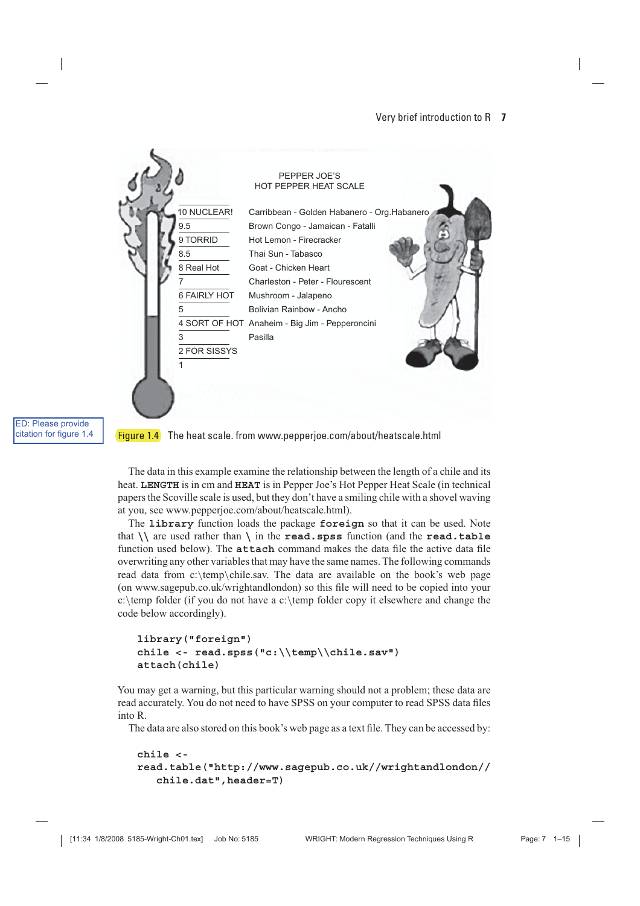PEPPER JOE'S
HOT PEPPER HEAT SCALE

| Scale | Peppers |
| --- | --- |
| 10 NUCLEAR! | Carribbean - Golden Habanero - Org.Habanero |
| 9.5 | Brown Congo - Jamaican - Fatalli |
| 9 TORRID | Hot Lemon - Firecracker |
| 8.5 | Thai Sun - Tabasco |
| 8 Real Hot | Goat - Chicken Heart |
| 7 | Charleston - Peter - Flourescent |
| 6 FAIRLY HOT | Mushroom - Jalapeno |
| 5 | Bolivian Rainbow - Ancho |
| 4 SORT OF HOT | Anaheim - Big Jim - Pepperoncini |
| 3 | Pasilla |
| 2 FOR SISSYS | |
| 1 | |

ED: Please provide citation for figure 1.4

Figure 1.4 The heat scale. from www.pepperjoe.com/about/heatscale.html

The data in this example examine the relationship between the length of a chile and its heat. **LENGTH** is in cm and **HEAT** is in Pepper Joe's Hot Pepper Heat Scale (in technical papers the Scoville scale is used, but they don't have a smiling chile with a shovel waving at you, see www.pepperjoe.com/about/heatscale.html).

The **library** function loads the package **foreign** so that it can be used. Note that **\\** are used rather than **\** in the **read.spss** function (and the **read.table** function used below). The **attach** command makes the data file the active data file overwriting any other variables that may have the same names. The following commands read data from c:\temp\chile.sav. The data are available on the book's web page (on www.sagepub.co.uk/wrightandlondon) so this file will need to be copied into your c:\temp folder (if you do not have a c:\temp folder copy it elsewhere and change the code below accordingly).

```
library("foreign")
chile <- read.spss("c:\\temp\\chile.sav")
attach(chile)
```

You may get a warning, but this particular warning should not a problem; these data are read accurately. You do not need to have SPSS on your computer to read SPSS data files into R.

The data are also stored on this book's web page as a text file. They can be accessed by:

```
chile <-
read.table("http://www.sagepub.co.uk//wrightandlondon//
   chile.dat",header=T)
```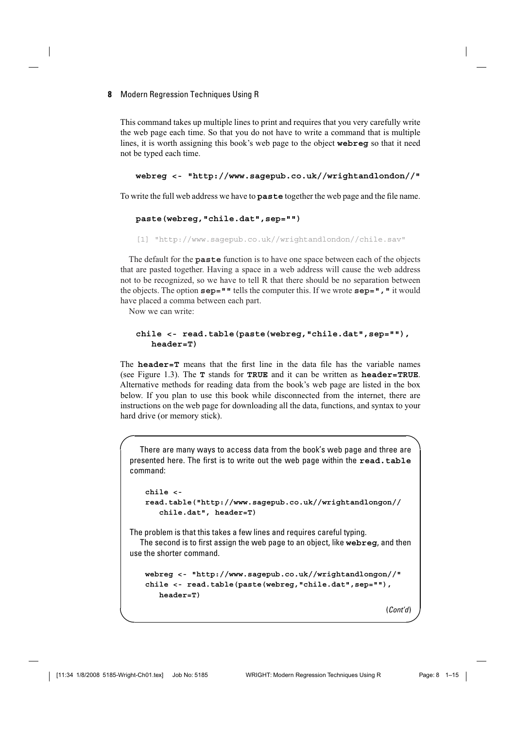This command takes up multiple lines to print and requires that you very carefully write the web page each time. So that you do not have to write a command that is multiple lines, it is worth assigning this book's web page to the object **webreg** so that it need not be typed each time.

```
webreg <- "http://www.sagepub.co.uk//wrightandlondon//"
```

To write the full web address we have to **paste** together the web page and the file name.

```
paste(webreg,"chile.dat",sep="")
```

```
[1] "http://www.sagepub.co.uk//wrightandlondon//chile.sav"
```

The default for the **paste** function is to have one space between each of the objects that are pasted together. Having a space in a web address will cause the web address not to be recognized, so we have to tell R that there should be no separation between the objects. The option **sep=""** tells the computer this. If we wrote **sep=","** it would have placed a comma between each part.

Now we can write:

```
chile <- read.table(paste(webreg,"chile.dat",sep=""),
    header=T)
```

The **header=T** means that the first line in the data file has the variable names (see Figure 1.3). The **T** stands for **TRUE** and it can be written as **header=TRUE**. Alternative methods for reading data from the book's web page are listed in the box below. If you plan to use this book while disconnected from the internet, there are instructions on the web page for downloading all the data, functions, and syntax to your hard drive (or memory stick).

> There are many ways to access data from the book's web page and three are presented here. The first is to write out the web page within the **read.table** command:
>
> ```
> chile <-
> read.table("http://www.sagepub.co.uk//wrightandlongon//
>     chile.dat", header=T)
> ```
>
> The problem is that this takes a few lines and requires careful typing.
>
> The second is to first assign the web page to an object, like **webreg**, and then use the shorter command.
>
> ```
> webreg <- "http://www.sagepub.co.uk//wrightandlongon//"
> chile <- read.table(paste(webreg,"chile.dat",sep=""),
>     header=T)
> ```
>
> (*Cont'd*)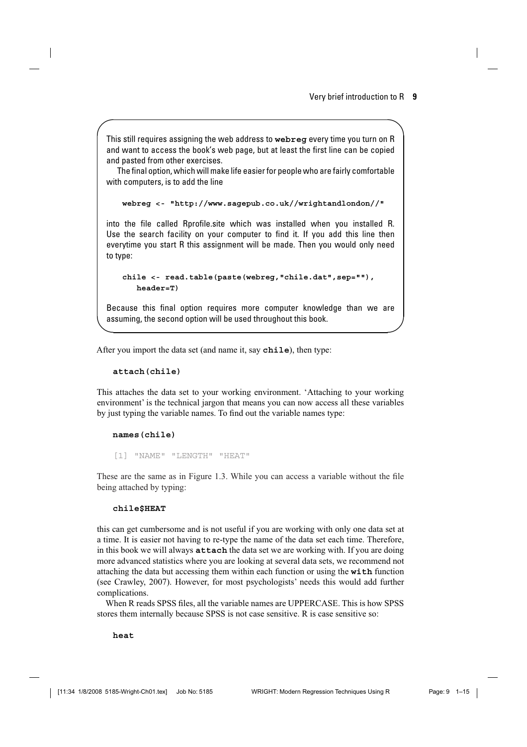This still requires assigning the web address to **webreg** every time you turn on R and want to access the book's web page, but at least the first line can be copied and pasted from other exercises.

The final option, which will make life easier for people who are fairly comfortable with computers, is to add the line

```
webreg <- "http://www.sagepub.co.uk//wrightandlondon//"
```

into the file called Rprofile.site which was installed when you installed R. Use the search facility on your computer to find it. If you add this line then everytime you start R this assignment will be made. Then you would only need to type:

```
chile <- read.table(paste(webreg,"chile.dat",sep=""),
   header=T)
```

Because this final option requires more computer knowledge than we are assuming, the second option will be used throughout this book.

After you import the data set (and name it, say **chile**), then type:

```
attach(chile)
```

This attaches the data set to your working environment. 'Attaching to your working environment' is the technical jargon that means you can now access all these variables by just typing the variable names. To find out the variable names type:

```
names(chile)
```

```
[1] "NAME" "LENGTH" "HEAT"
```

These are the same as in Figure 1.3. While you can access a variable without the file being attached by typing:

```
chile$HEAT
```

this can get cumbersome and is not useful if you are working with only one data set at a time. It is easier not having to re-type the name of the data set each time. Therefore, in this book we will always **attach** the data set we are working with. If you are doing more advanced statistics where you are looking at several data sets, we recommend not attaching the data but accessing them within each function or using the **with** function (see Crawley, 2007). However, for most psychologists' needs this would add further complications.

When R reads SPSS files, all the variable names are UPPERCASE. This is how SPSS stores them internally because SPSS is not case sensitive. R is case sensitive so:

```
heat
```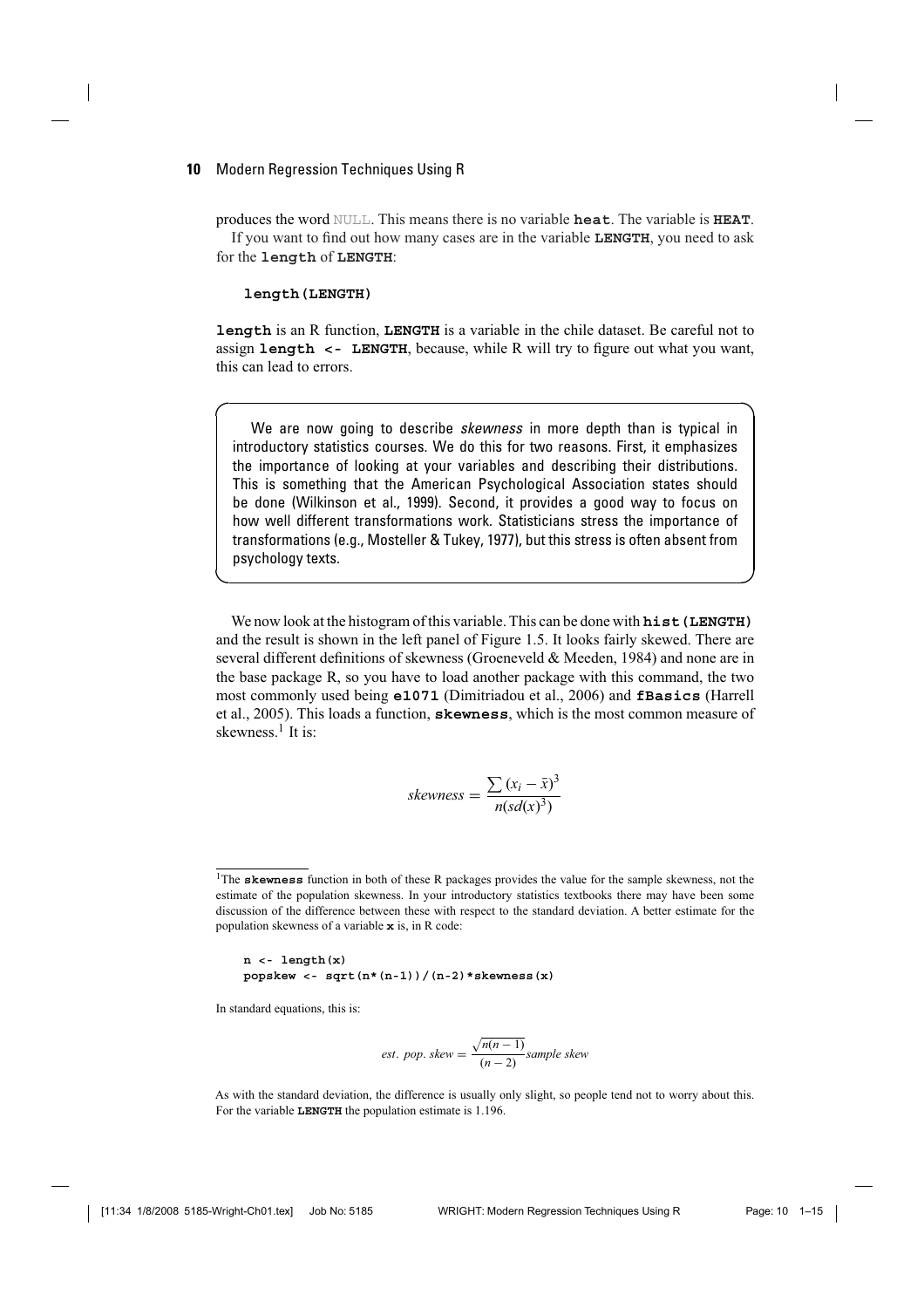produces the word NULL. This means there is no variable **heat**. The variable is **HEAT**.

If you want to find out how many cases are in the variable **LENGTH**, you need to ask for the **length** of **LENGTH**:

```
length(LENGTH)
```

**length** is an R function, **LENGTH** is a variable in the chile dataset. Be careful not to assign **length <- LENGTH**, because, while R will try to figure out what you want, this can lead to errors.

> We are now going to describe *skewness* in more depth than is typical in introductory statistics courses. We do this for two reasons. First, it emphasizes the importance of looking at your variables and describing their distributions. This is something that the American Psychological Association states should be done (Wilkinson et al., 1999). Second, it provides a good way to focus on how well different transformations work. Statisticians stress the importance of transformations (e.g., Mosteller & Tukey, 1977), but this stress is often absent from psychology texts.

We now look at the histogram of this variable. This can be done with **hist(LENGTH)** and the result is shown in the left panel of Figure 1.5. It looks fairly skewed. There are several different definitions of skewness (Groeneveld & Meeden, 1984) and none are in the base package R, so you have to load another package with this command, the two most commonly used being **e1071** (Dimitriadou et al., 2006) and **fBasics** (Harrell et al., 2005). This loads a function, **skewness**, which is the most common measure of skewness.[1] It is:

$$skewness = \frac{\sum (x_i - \bar{x})^3}{n(sd(x)^3)}$$

---

[1]The **skewness** function in both of these R packages provides the value for the sample skewness, not the estimate of the population skewness. In your introductory statistics textbooks there may have been some discussion of the difference between these with respect to the standard deviation. A better estimate for the population skewness of a variable **x** is, in R code:

```
n <- length(x)
popskew <- sqrt(n*(n-1))/(n-2)*skewness(x)
```

In standard equations, this is:

$$est.\ pop.\ skew = \frac{\sqrt{n(n-1)}}{(n-2)} sample\ skew$$

As with the standard deviation, the difference is usually only slight, so people tend not to worry about this. For the variable **LENGTH** the population estimate is 1.196.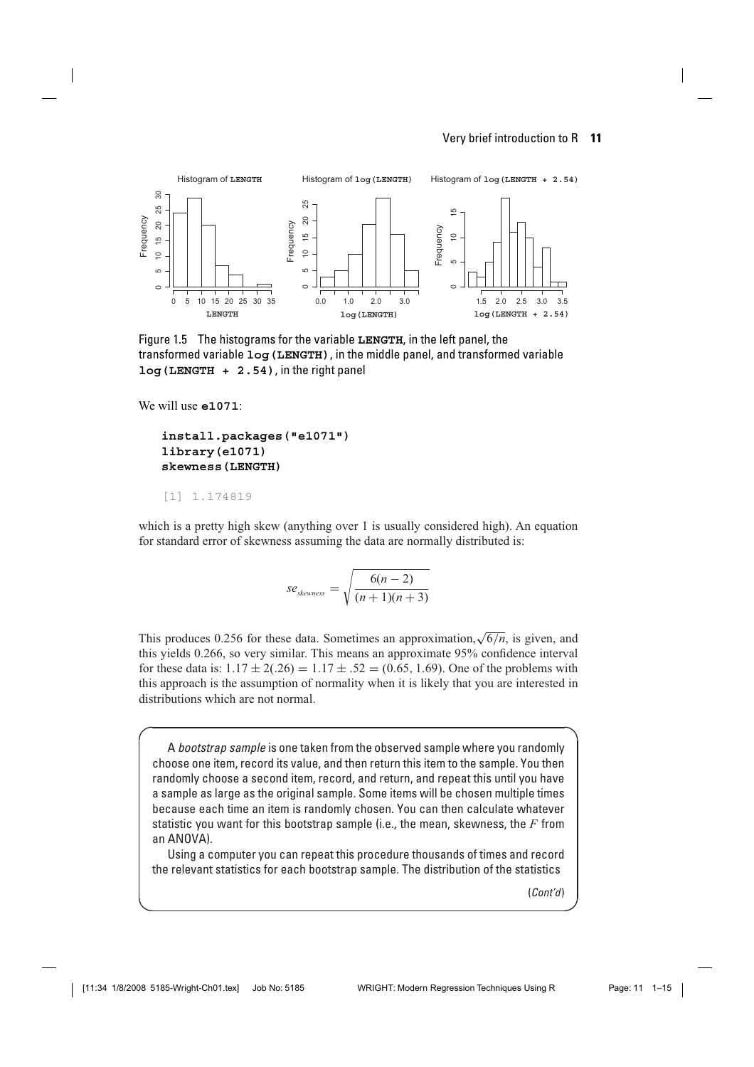Figure 1.5 The histograms for the variable **LENGTH**, in the left panel, the transformed variable **log(LENGTH)**, in the middle panel, and transformed variable **log(LENGTH + 2.54)**, in the right panel

We will use **e1071**:

```
install.packages("e1071")
library(e1071)
skewness(LENGTH)
```

```
[1] 1.174819
```

which is a pretty high skew (anything over 1 is usually considered high). An equation for standard error of skewness assuming the data are normally distributed is:

$$se_{skewness} = \sqrt{\frac{6(n-2)}{(n+1)(n+3)}}$$

This produces 0.256 for these data. Sometimes an approximation, $\sqrt{6/n}$, is given, and this yields 0.266, so very similar. This means an approximate 95% confidence interval for these data is: $1.17 \pm 2(.26) = 1.17 \pm .52 = (0.65, 1.69)$. One of the problems with this approach is the assumption of normality when it is likely that you are interested in distributions which are not normal.

A *bootstrap sample* is one taken from the observed sample where you randomly choose one item, record its value, and then return this item to the sample. You then randomly choose a second item, record, and return, and repeat this until you have a sample as large as the original sample. Some items will be chosen multiple times because each time an item is randomly chosen. You can then calculate whatever statistic you want for this bootstrap sample (i.e., the mean, skewness, the $F$ from an ANOVA).

Using a computer you can repeat this procedure thousands of times and record the relevant statistics for each bootstrap sample. The distribution of the statistics

(*Cont'd*)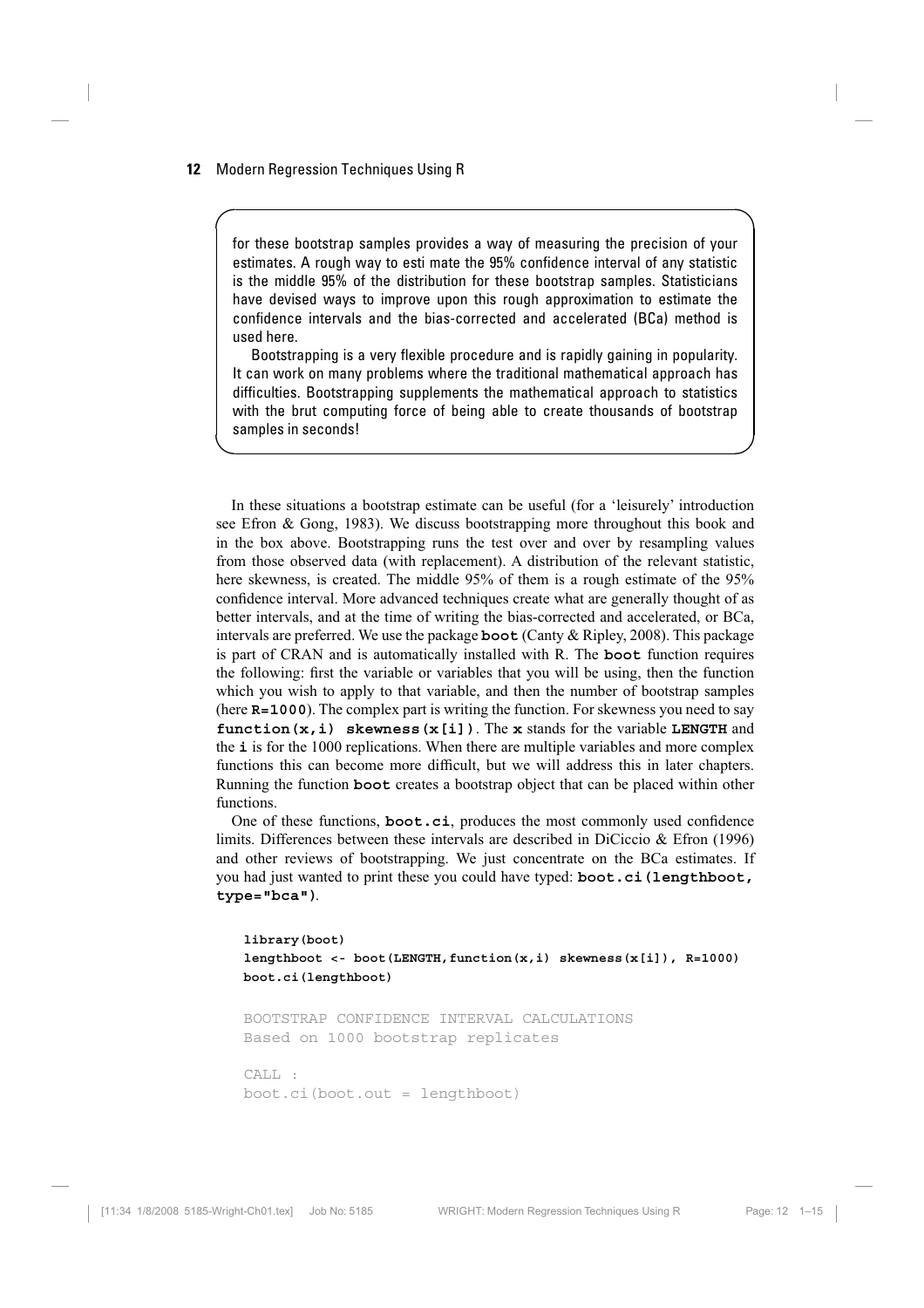for these bootstrap samples provides a way of measuring the precision of your estimates. A rough way to esti mate the 95% confidence interval of any statistic is the middle 95% of the distribution for these bootstrap samples. Statisticians have devised ways to improve upon this rough approximation to estimate the confidence intervals and the bias-corrected and accelerated (BCa) method is used here.

Bootstrapping is a very flexible procedure and is rapidly gaining in popularity. It can work on many problems where the traditional mathematical approach has difficulties. Bootstrapping supplements the mathematical approach to statistics with the brut computing force of being able to create thousands of bootstrap samples in seconds!

In these situations a bootstrap estimate can be useful (for a 'leisurely' introduction see Efron & Gong, 1983). We discuss bootstrapping more throughout this book and in the box above. Bootstrapping runs the test over and over by resampling values from those observed data (with replacement). A distribution of the relevant statistic, here skewness, is created. The middle 95% of them is a rough estimate of the 95% confidence interval. More advanced techniques create what are generally thought of as better intervals, and at the time of writing the bias-corrected and accelerated, or BCa, intervals are preferred. We use the package **boot** (Canty & Ripley, 2008). This package is part of CRAN and is automatically installed with R. The **boot** function requires the following: first the variable or variables that you will be using, then the function which you wish to apply to that variable, and then the number of bootstrap samples (here **R=1000**). The complex part is writing the function. For skewness you need to say **function(x,i) skewness(x[i])**. The **x** stands for the variable **LENGTH** and the **i** is for the 1000 replications. When there are multiple variables and more complex functions this can become more difficult, but we will address this in later chapters. Running the function **boot** creates a bootstrap object that can be placed within other functions.

One of these functions, **boot.ci**, produces the most commonly used confidence limits. Differences between these intervals are described in DiCiccio & Efron (1996) and other reviews of bootstrapping. We just concentrate on the BCa estimates. If you had just wanted to print these you could have typed: **boot.ci(lengthboot, type="bca")**.

```
library(boot)
lengthboot <- boot(LENGTH,function(x,i) skewness(x[i]), R=1000)
boot.ci(lengthboot)

BOOTSTRAP CONFIDENCE INTERVAL CALCULATIONS
Based on 1000 bootstrap replicates

CALL :
boot.ci(boot.out = lengthboot)
```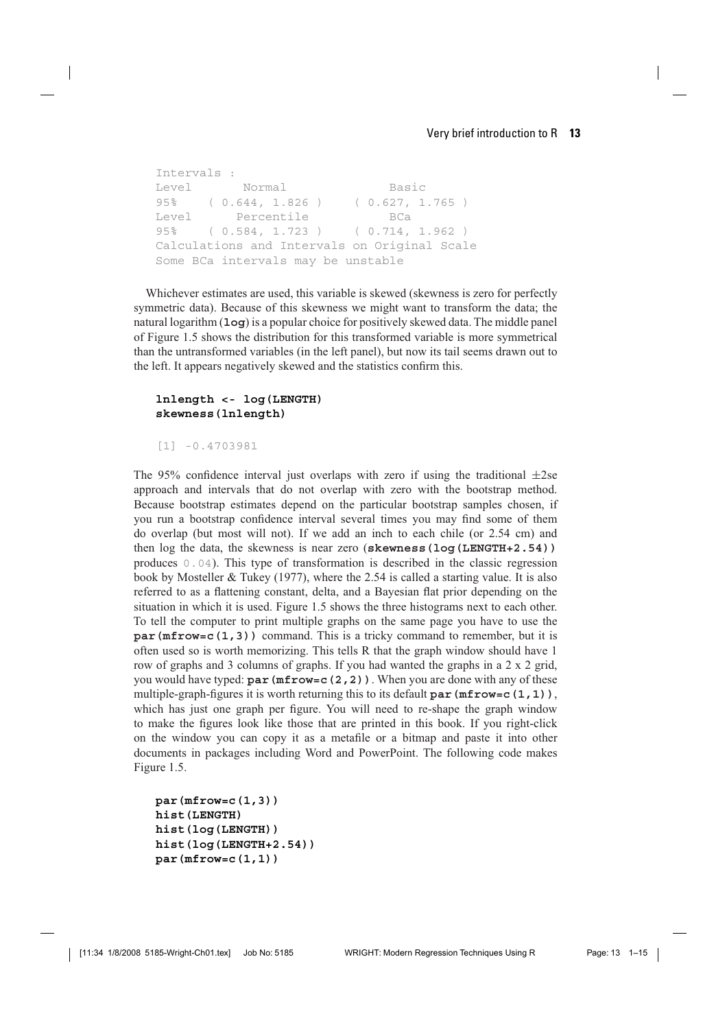```
Intervals :
Level       Normal              Basic
95%    ( 0.644, 1.826 )    ( 0.627, 1.765 )
Level      Percentile           BCa
95%    ( 0.584, 1.723 )    ( 0.714, 1.962 )
Calculations and Intervals on Original Scale
Some BCa intervals may be unstable
```

Whichever estimates are used, this variable is skewed (skewness is zero for perfectly symmetric data). Because of this skewness we might want to transform the data; the natural logarithm (`log`) is a popular choice for positively skewed data. The middle panel of Figure 1.5 shows the distribution for this transformed variable is more symmetrical than the untransformed variables (in the left panel), but now its tail seems drawn out to the left. It appears negatively skewed and the statistics confirm this.

```
lnlength <- log(LENGTH)
skewness(lnlength)
```

```
[1] -0.4703981
```

The 95% confidence interval just overlaps with zero if using the traditional $\pm$2se approach and intervals that do not overlap with zero with the bootstrap method. Because bootstrap estimates depend on the particular bootstrap samples chosen, if you run a bootstrap confidence interval several times you may find some of them do overlap (but most will not). If we add an inch to each chile (or 2.54 cm) and then log the data, the skewness is near zero (**`skewness(log(LENGTH+2.54))`** produces `0.04`). This type of transformation is described in the classic regression book by Mosteller & Tukey (1977), where the 2.54 is called a starting value. It is also referred to as a flattening constant, delta, and a Bayesian flat prior depending on the situation in which it is used. Figure 1.5 shows the three histograms next to each other. To tell the computer to print multiple graphs on the same page you have to use the **`par(mfrow=c(1,3))`** command. This is a tricky command to remember, but it is often used so is worth memorizing. This tells R that the graph window should have 1 row of graphs and 3 columns of graphs. If you had wanted the graphs in a 2 x 2 grid, you would have typed: **`par(mfrow=c(2,2))`**. When you are done with any of these multiple-graph-figures it is worth returning this to its default **`par(mfrow=c(1,1))`**, which has just one graph per figure. You will need to re-shape the graph window to make the figures look like those that are printed in this book. If you right-click on the window you can copy it as a metafile or a bitmap and paste it into other documents in packages including Word and PowerPoint. The following code makes Figure 1.5.

```
par(mfrow=c(1,3))
hist(LENGTH)
hist(log(LENGTH))
hist(log(LENGTH+2.54))
par(mfrow=c(1,1))
```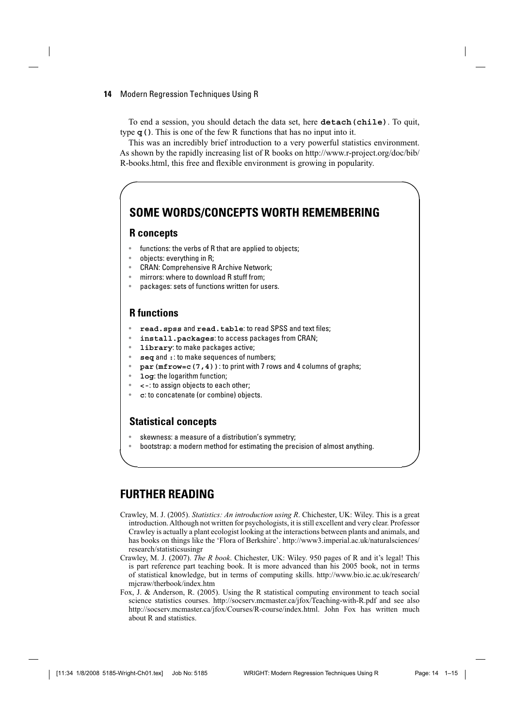To end a session, you should detach the data set, here **`detach(chile)`**. To quit, type **`q()`**. This is one of the few R functions that has no input into it.

This was an incredibly brief introduction to a very powerful statistics environment. As shown by the rapidly increasing list of R books on http://www.r-project.org/doc/bib/R-books.html, this free and flexible environment is growing in popularity.

## SOME WORDS/CONCEPTS WORTH REMEMBERING

### R concepts

- functions: the verbs of R that are applied to objects;
- objects: everything in R;
- CRAN: Comprehensive R Archive Network;
- mirrors: where to download R stuff from;
- packages: sets of functions written for users.

### R functions

- **`read.spss`** and **`read.table`**: to read SPSS and text files;
- **`install.packages`**: to access packages from CRAN;
- **`library`**: to make packages active;
- **`seq`** and **`:`**: to make sequences of numbers;
- **`par(mfrow=c(7,4))`**: to print with 7 rows and 4 columns of graphs;
- **`log`**: the logarithm function;
- **`<-`**: to assign objects to each other;
- **`c`**: to concatenate (or combine) objects.

### Statistical concepts

- skewness: a measure of a distribution's symmetry;
- bootstrap: a modern method for estimating the precision of almost anything.

## FURTHER READING

Crawley, M. J. (2005). *Statistics: An introduction using R*. Chichester, UK: Wiley. This is a great introduction. Although not written for psychologists, it is still excellent and very clear. Professor Crawley is actually a plant ecologist looking at the interactions between plants and animals, and has books on things like the 'Flora of Berkshire'. http://www3.imperial.ac.uk/naturalsciences/research/statisticsusingr

Crawley, M. J. (2007). *The R book*. Chichester, UK: Wiley. 950 pages of R and it's legal! This is part reference part teaching book. It is more advanced than his 2005 book, not in terms of statistical knowledge, but in terms of computing skills. http://www.bio.ic.ac.uk/research/mjcraw/therbook/index.htm

Fox, J. & Anderson, R. (2005). Using the R statistical computing environment to teach social science statistics courses. http://socserv.mcmaster.ca/jfox/Teaching-with-R.pdf and see also http://socserv.mcmaster.ca/jfox/Courses/R-course/index.html. John Fox has written much about R and statistics.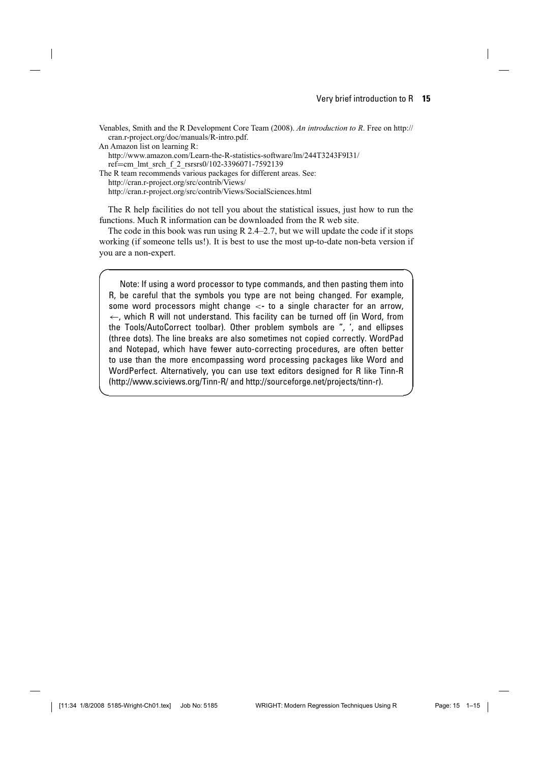Venables, Smith and the R Development Core Team (2008). *An introduction to R*. Free on http://cran.r-project.org/doc/manuals/R-intro.pdf.

An Amazon list on learning R:
http://www.amazon.com/Learn-the-R-statistics-software/lm/244T3243F9I31/ref=cm_lmt_srch_f_2_rsrsrs0/102-3396071-7592139

The R team recommends various packages for different areas. See:
http://cran.r-project.org/src/contrib/Views/
http://cran.r-project.org/src/contrib/Views/SocialSciences.html

The R help facilities do not tell you about the statistical issues, just how to run the functions. Much R information can be downloaded from the R web site.

The code in this book was run using R 2.4–2.7, but we will update the code if it stops working (if someone tells us!). It is best to use the most up-to-date non-beta version if you are a non-expert.

> Note: If using a word processor to type commands, and then pasting them into R, be careful that the symbols you type are not being changed. For example, some word processors might change <- to a single character for an arrow, ←, which R will not understand. This facility can be turned off (in Word, from the Tools/AutoCorrect toolbar). Other problem symbols are ", ', and ellipses (three dots). The line breaks are also sometimes not copied correctly. WordPad and Notepad, which have fewer auto-correcting procedures, are often better to use than the more encompassing word processing packages like Word and WordPerfect. Alternatively, you can use text editors designed for R like Tinn-R (http://www.sciviews.org/Tinn-R/ and http://sourceforge.net/projects/tinn-r).